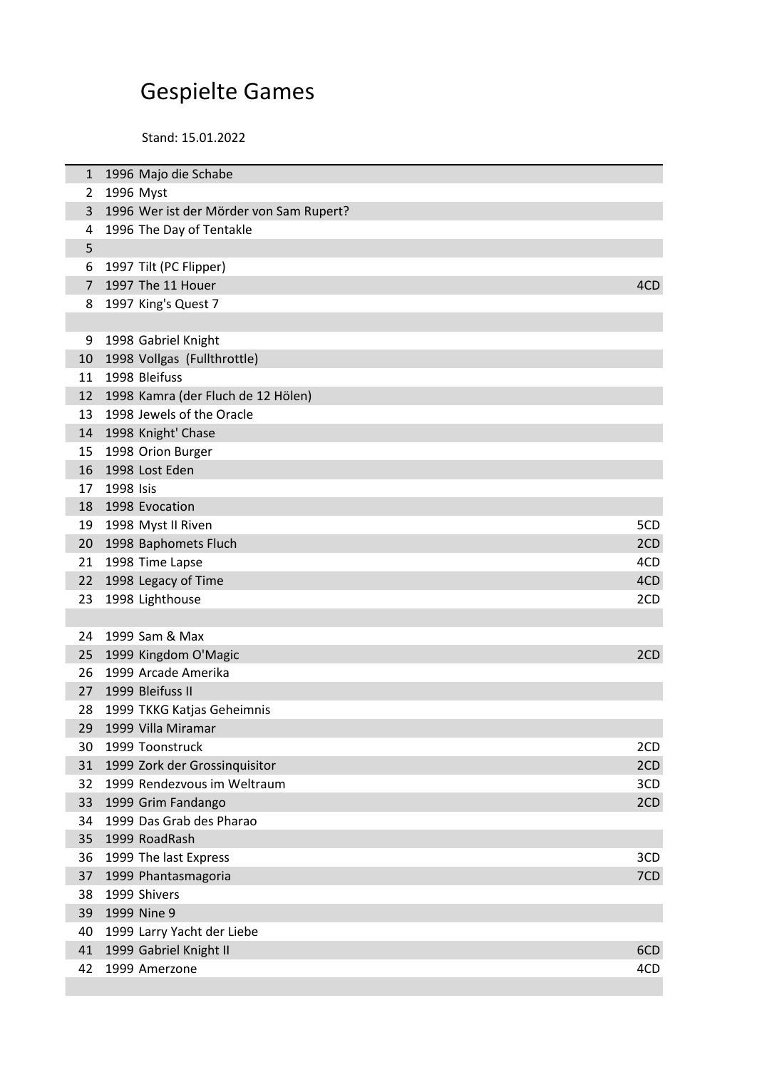# Gespielte Games

Stand: 15.01.2022

| Nr. | Jahr | Titel | CDs |
|---|---|---|---|
| 1 | 1996 | Majo die Schabe | |
| 2 | 1996 | Myst | |
| 3 | 1996 | Wer ist der Mörder von Sam Rupert? | |
| 4 | 1996 | The Day of Tentakle | |
| 5 | | | |
| 6 | 1997 | Tilt (PC Flipper) | |
| 7 | 1997 | The 11 Houer | 4CD |
| 8 | 1997 | King's Quest 7 | |
| | | | |
| 9 | 1998 | Gabriel Knight | |
| 10 | 1998 | Vollgas (Fullthrottle) | |
| 11 | 1998 | Bleifuss | |
| 12 | 1998 | Kamra (der Fluch de 12 Hölen) | |
| 13 | 1998 | Jewels of the Oracle | |
| 14 | 1998 | Knight' Chase | |
| 15 | 1998 | Orion Burger | |
| 16 | 1998 | Lost Eden | |
| 17 | 1998 | Isis | |
| 18 | 1998 | Evocation | |
| 19 | 1998 | Myst II Riven | 5CD |
| 20 | 1998 | Baphomets Fluch | 2CD |
| 21 | 1998 | Time Lapse | 4CD |
| 22 | 1998 | Legacy of Time | 4CD |
| 23 | 1998 | Lighthouse | 2CD |
| | | | |
| 24 | 1999 | Sam & Max | |
| 25 | 1999 | Kingdom O'Magic | 2CD |
| 26 | 1999 | Arcade Amerika | |
| 27 | 1999 | Bleifuss II | |
| 28 | 1999 | TKKG Katjas Geheimnis | |
| 29 | 1999 | Villa Miramar | |
| 30 | 1999 | Toonstruck | 2CD |
| 31 | 1999 | Zork der Grossinquisitor | 2CD |
| 32 | 1999 | Rendezvous im Weltraum | 3CD |
| 33 | 1999 | Grim Fandango | 2CD |
| 34 | 1999 | Das Grab des Pharao | |
| 35 | 1999 | RoadRash | |
| 36 | 1999 | The last Express | 3CD |
| 37 | 1999 | Phantasmagoria | 7CD |
| 38 | 1999 | Shivers | |
| 39 | 1999 | Nine 9 | |
| 40 | 1999 | Larry Yacht der Liebe | |
| 41 | 1999 | Gabriel Knight II | 6CD |
| 42 | 1999 | Amerzone | 4CD |
| | | | |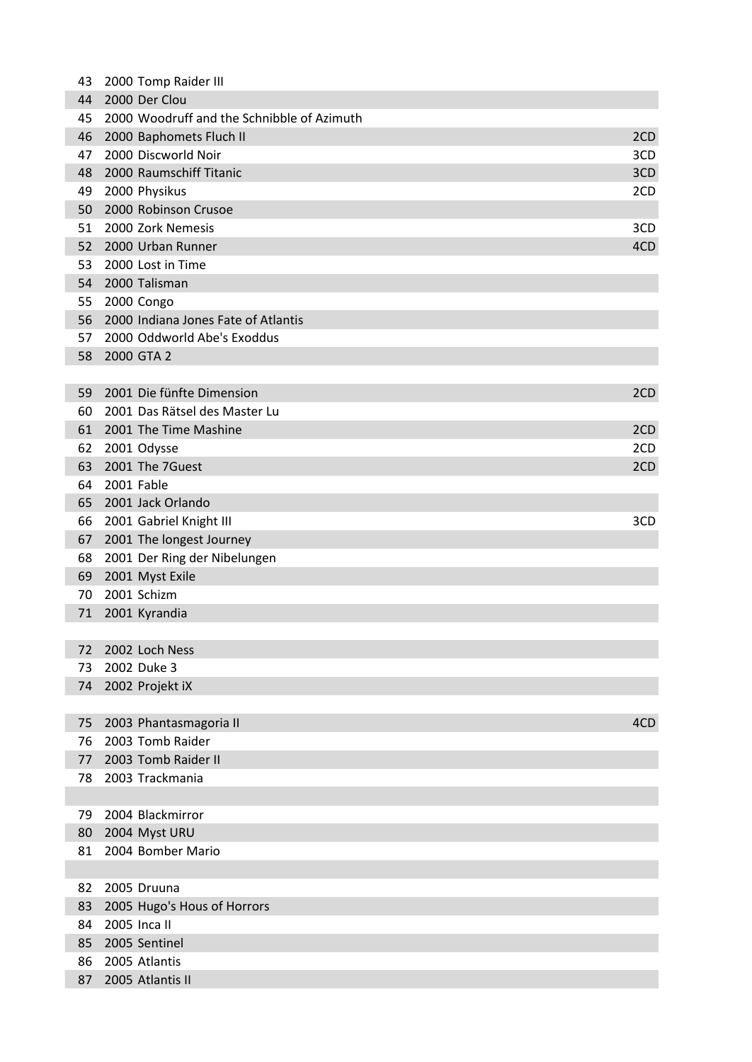| | | | |
|---|---|---|---|
| 43 | 2000 | Tomp Raider III | |
| 44 | 2000 | Der Clou | |
| 45 | 2000 | Woodruff and the Schnibble of Azimuth | |
| 46 | 2000 | Baphomets Fluch II | 2CD |
| 47 | 2000 | Discworld Noir | 3CD |
| 48 | 2000 | Raumschiff Titanic | 3CD |
| 49 | 2000 | Physikus | 2CD |
| 50 | 2000 | Robinson Crusoe | |
| 51 | 2000 | Zork Nemesis | 3CD |
| 52 | 2000 | Urban Runner | 4CD |
| 53 | 2000 | Lost in Time | |
| 54 | 2000 | Talisman | |
| 55 | 2000 | Congo | |
| 56 | 2000 | Indiana Jones Fate of Atlantis | |
| 57 | 2000 | Oddworld Abe's Exoddus | |
| 58 | 2000 | GTA 2 | |
| | | | |
| 59 | 2001 | Die fünfte Dimension | 2CD |
| 60 | 2001 | Das Rätsel des Master Lu | |
| 61 | 2001 | The Time Mashine | 2CD |
| 62 | 2001 | Odysse | 2CD |
| 63 | 2001 | The 7Guest | 2CD |
| 64 | 2001 | Fable | |
| 65 | 2001 | Jack Orlando | |
| 66 | 2001 | Gabriel Knight III | 3CD |
| 67 | 2001 | The longest Journey | |
| 68 | 2001 | Der Ring der Nibelungen | |
| 69 | 2001 | Myst Exile | |
| 70 | 2001 | Schizm | |
| 71 | 2001 | Kyrandia | |
| | | | |
| 72 | 2002 | Loch Ness | |
| 73 | 2002 | Duke 3 | |
| 74 | 2002 | Projekt iX | |
| | | | |
| 75 | 2003 | Phantasmagoria II | 4CD |
| 76 | 2003 | Tomb Raider | |
| 77 | 2003 | Tomb Raider II | |
| 78 | 2003 | Trackmania | |
| | | | |
| 79 | 2004 | Blackmirror | |
| 80 | 2004 | Myst URU | |
| 81 | 2004 | Bomber Mario | |
| | | | |
| 82 | 2005 | Druuna | |
| 83 | 2005 | Hugo's Hous of Horrors | |
| 84 | 2005 | Inca II | |
| 85 | 2005 | Sentinel | |
| 86 | 2005 | Atlantis | |
| 87 | 2005 | Atlantis II | |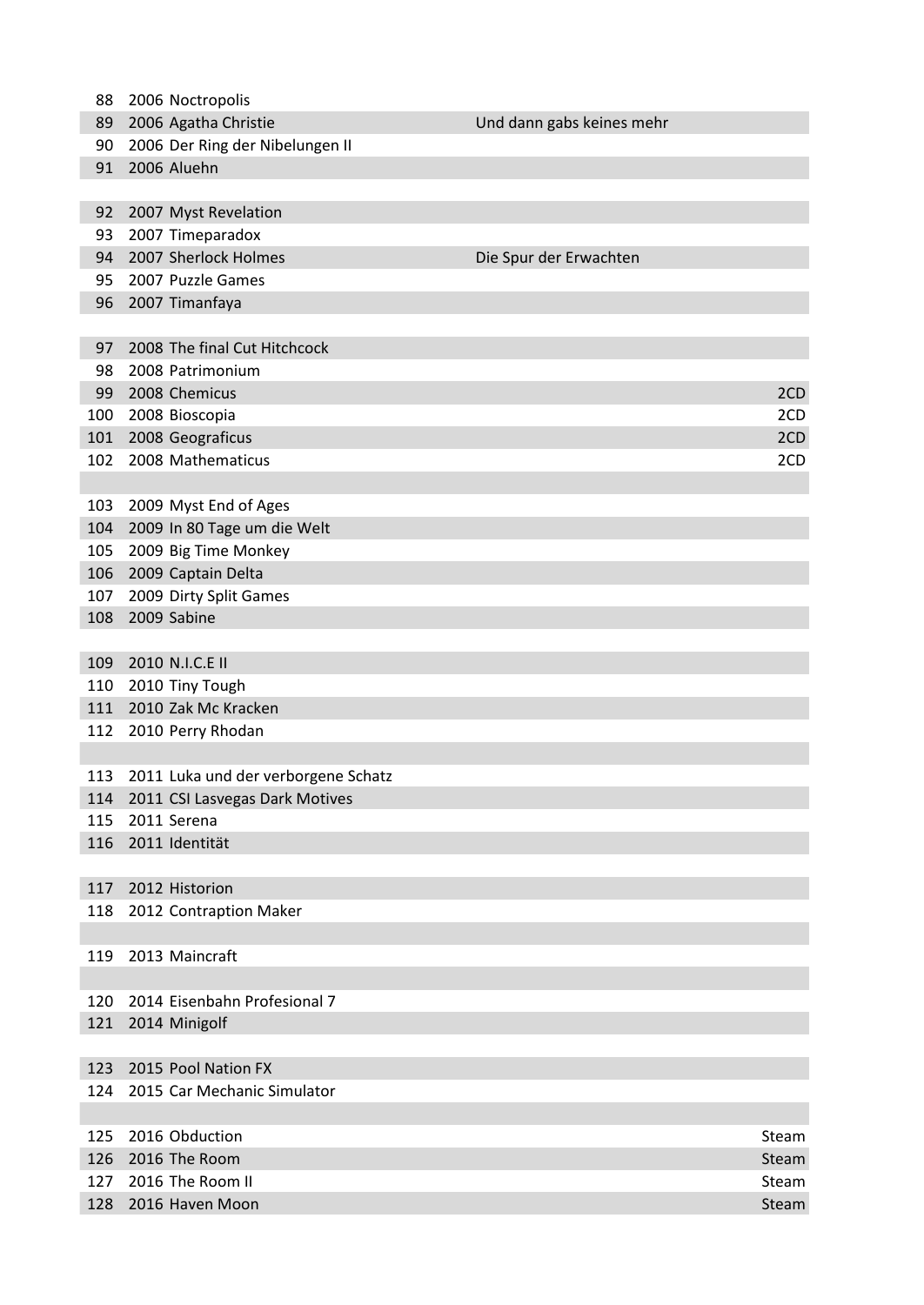| | | | | |
|---|---|---|---|---|
| 88 | 2006 | Noctropolis | | |
| 89 | 2006 | Agatha Christie | Und dann gabs keines mehr | |
| 90 | 2006 | Der Ring der Nibelungen II | | |
| 91 | 2006 | Aluehn | | |
| | | | | |
| 92 | 2007 | Myst Revelation | | |
| 93 | 2007 | Timeparadox | | |
| 94 | 2007 | Sherlock Holmes | Die Spur der Erwachten | |
| 95 | 2007 | Puzzle Games | | |
| 96 | 2007 | Timanfaya | | |
| | | | | |
| 97 | 2008 | The final Cut Hitchcock | | |
| 98 | 2008 | Patrimonium | | |
| 99 | 2008 | Chemicus | | 2CD |
| 100 | 2008 | Bioscopia | | 2CD |
| 101 | 2008 | Geograficus | | 2CD |
| 102 | 2008 | Mathematicus | | 2CD |
| | | | | |
| 103 | 2009 | Myst End of Ages | | |
| 104 | 2009 | In 80 Tage um die Welt | | |
| 105 | 2009 | Big Time Monkey | | |
| 106 | 2009 | Captain Delta | | |
| 107 | 2009 | Dirty Split Games | | |
| 108 | 2009 | Sabine | | |
| | | | | |
| 109 | 2010 | N.I.C.E II | | |
| 110 | 2010 | Tiny Tough | | |
| 111 | 2010 | Zak Mc Kracken | | |
| 112 | 2010 | Perry Rhodan | | |
| | | | | |
| 113 | 2011 | Luka und der verborgene Schatz | | |
| 114 | 2011 | CSI Lasvegas Dark Motives | | |
| 115 | 2011 | Serena | | |
| 116 | 2011 | Identität | | |
| | | | | |
| 117 | 2012 | Historion | | |
| 118 | 2012 | Contraption Maker | | |
| | | | | |
| 119 | 2013 | Maincraft | | |
| | | | | |
| 120 | 2014 | Eisenbahn Profesional 7 | | |
| 121 | 2014 | Minigolf | | |
| | | | | |
| 123 | 2015 | Pool Nation FX | | |
| 124 | 2015 | Car Mechanic Simulator | | |
| | | | | |
| 125 | 2016 | Obduction | | Steam |
| 126 | 2016 | The Room | | Steam |
| 127 | 2016 | The Room II | | Steam |
| 128 | 2016 | Haven Moon | | Steam |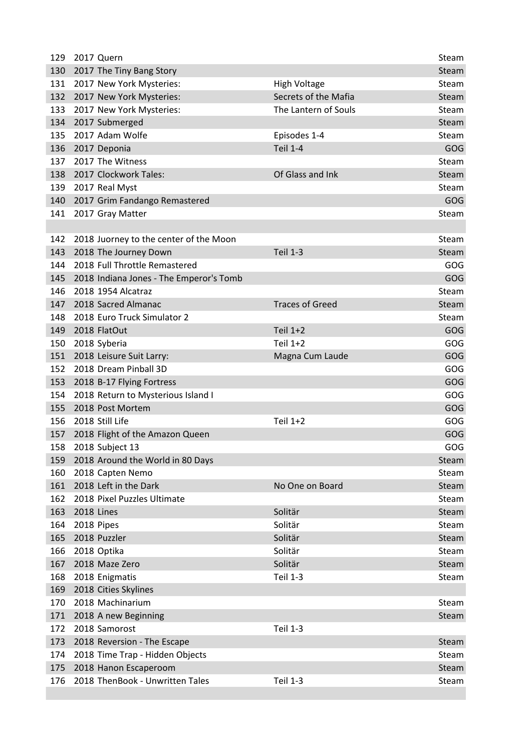| | | | | |
|---|---|---|---|---|
| 129 | 2017 | Quern | | Steam |
| 130 | 2017 | The Tiny Bang Story | | Steam |
| 131 | 2017 | New York Mysteries: | High Voltage | Steam |
| 132 | 2017 | New York Mysteries: | Secrets of the Mafia | Steam |
| 133 | 2017 | New York Mysteries: | The Lantern of Souls | Steam |
| 134 | 2017 | Submerged | | Steam |
| 135 | 2017 | Adam Wolfe | Episodes 1-4 | Steam |
| 136 | 2017 | Deponia | Teil 1-4 | GOG |
| 137 | 2017 | The Witness | | Steam |
| 138 | 2017 | Clockwork Tales: | Of Glass and Ink | Steam |
| 139 | 2017 | Real Myst | | Steam |
| 140 | 2017 | Grim Fandango Remastered | | GOG |
| 141 | 2017 | Gray Matter | | Steam |
| | | | | |
| 142 | 2018 | Juorney to the center of the Moon | | Steam |
| 143 | 2018 | The Journey Down | Teil 1-3 | Steam |
| 144 | 2018 | Full Throttle Remastered | | GOG |
| 145 | 2018 | Indiana Jones - The Emperor's Tomb | | GOG |
| 146 | 2018 | 1954 Alcatraz | | Steam |
| 147 | 2018 | Sacred Almanac | Traces of Greed | Steam |
| 148 | 2018 | Euro Truck Simulator 2 | | Steam |
| 149 | 2018 | FlatOut | Teil 1+2 | GOG |
| 150 | 2018 | Syberia | Teil 1+2 | GOG |
| 151 | 2018 | Leisure Suit Larry: | Magna Cum Laude | GOG |
| 152 | 2018 | Dream Pinball 3D | | GOG |
| 153 | 2018 | B-17 Flying Fortress | | GOG |
| 154 | 2018 | Return to Mysterious Island I | | GOG |
| 155 | 2018 | Post Mortem | | GOG |
| 156 | 2018 | Still Life | Teil 1+2 | GOG |
| 157 | 2018 | Flight of the Amazon Queen | | GOG |
| 158 | 2018 | Subject 13 | | GOG |
| 159 | 2018 | Around the World in 80 Days | | Steam |
| 160 | 2018 | Capten Nemo | | Steam |
| 161 | 2018 | Left in the Dark | No One on Board | Steam |
| 162 | 2018 | Pixel Puzzles Ultimate | | Steam |
| 163 | 2018 | Lines | Solitär | Steam |
| 164 | 2018 | Pipes | Solitär | Steam |
| 165 | 2018 | Puzzler | Solitär | Steam |
| 166 | 2018 | Optika | Solitär | Steam |
| 167 | 2018 | Maze Zero | Solitär | Steam |
| 168 | 2018 | Enigmatis | Teil 1-3 | Steam |
| 169 | 2018 | Cities Skylines | | |
| 170 | 2018 | Machinarium | | Steam |
| 171 | 2018 | A new Beginning | | Steam |
| 172 | 2018 | Samorost | Teil 1-3 | |
| 173 | 2018 | Reversion - The Escape | | Steam |
| 174 | 2018 | Time Trap - Hidden Objects | | Steam |
| 175 | 2018 | Hanon Escaperoom | | Steam |
| 176 | 2018 | ThenBook - Unwritten Tales | Teil 1-3 | Steam |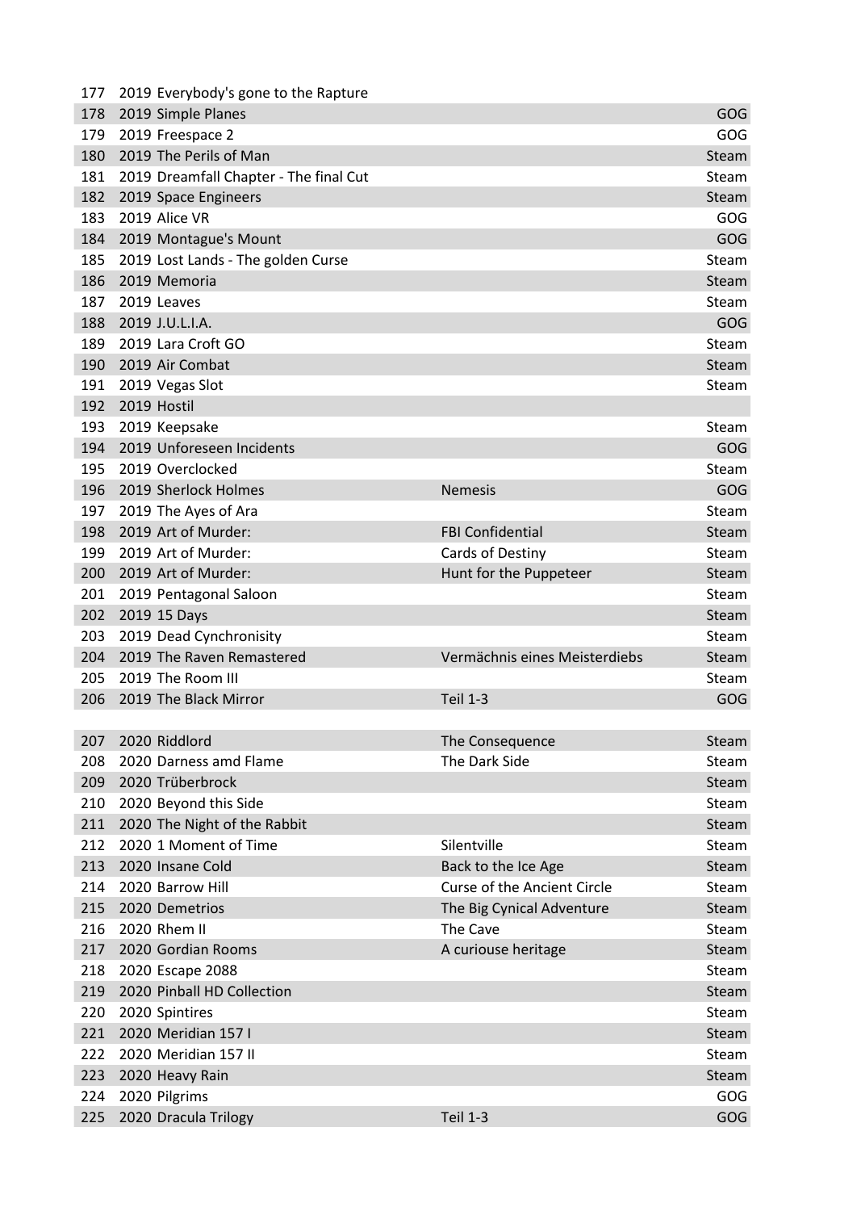| | | | | |
|---|---|---|---|---|
| 177 | 2019 | Everybody's gone to the Rapture | | |
| 178 | 2019 | Simple Planes | | GOG |
| 179 | 2019 | Freespace 2 | | GOG |
| 180 | 2019 | The Perils of Man | | Steam |
| 181 | 2019 | Dreamfall Chapter - The final Cut | | Steam |
| 182 | 2019 | Space Engineers | | Steam |
| 183 | 2019 | Alice VR | | GOG |
| 184 | 2019 | Montague's Mount | | GOG |
| 185 | 2019 | Lost Lands - The golden Curse | | Steam |
| 186 | 2019 | Memoria | | Steam |
| 187 | 2019 | Leaves | | Steam |
| 188 | 2019 | J.U.L.I.A. | | GOG |
| 189 | 2019 | Lara Croft GO | | Steam |
| 190 | 2019 | Air Combat | | Steam |
| 191 | 2019 | Vegas Slot | | Steam |
| 192 | 2019 | Hostil | | |
| 193 | 2019 | Keepsake | | Steam |
| 194 | 2019 | Unforeseen Incidents | | GOG |
| 195 | 2019 | Overclocked | | Steam |
| 196 | 2019 | Sherlock Holmes | Nemesis | GOG |
| 197 | 2019 | The Ayes of Ara | | Steam |
| 198 | 2019 | Art of Murder: | FBI Confidential | Steam |
| 199 | 2019 | Art of Murder: | Cards of Destiny | Steam |
| 200 | 2019 | Art of Murder: | Hunt for the Puppeteer | Steam |
| 201 | 2019 | Pentagonal Saloon | | Steam |
| 202 | 2019 | 15 Days | | Steam |
| 203 | 2019 | Dead Cynchronisity | | Steam |
| 204 | 2019 | The Raven Remastered | Vermächnis eines Meisterdiebs | Steam |
| 205 | 2019 | The Room III | | Steam |
| 206 | 2019 | The Black Mirror | Teil 1-3 | GOG |
| | | | | |
| 207 | 2020 | Riddlord | The Consequence | Steam |
| 208 | 2020 | Darness amd Flame | The Dark Side | Steam |
| 209 | 2020 | Trüberbrock | | Steam |
| 210 | 2020 | Beyond this Side | | Steam |
| 211 | 2020 | The Night of the Rabbit | | Steam |
| 212 | 2020 | 1 Moment of Time | Silentville | Steam |
| 213 | 2020 | Insane Cold | Back to the Ice Age | Steam |
| 214 | 2020 | Barrow Hill | Curse of the Ancient Circle | Steam |
| 215 | 2020 | Demetrios | The Big Cynical Adventure | Steam |
| 216 | 2020 | Rhem II | The Cave | Steam |
| 217 | 2020 | Gordian Rooms | A curiouse heritage | Steam |
| 218 | 2020 | Escape 2088 | | Steam |
| 219 | 2020 | Pinball HD Collection | | Steam |
| 220 | 2020 | Spintires | | Steam |
| 221 | 2020 | Meridian 157 I | | Steam |
| 222 | 2020 | Meridian 157 II | | Steam |
| 223 | 2020 | Heavy Rain | | Steam |
| 224 | 2020 | Pilgrims | | GOG |
| 225 | 2020 | Dracula Trilogy | Teil 1-3 | GOG |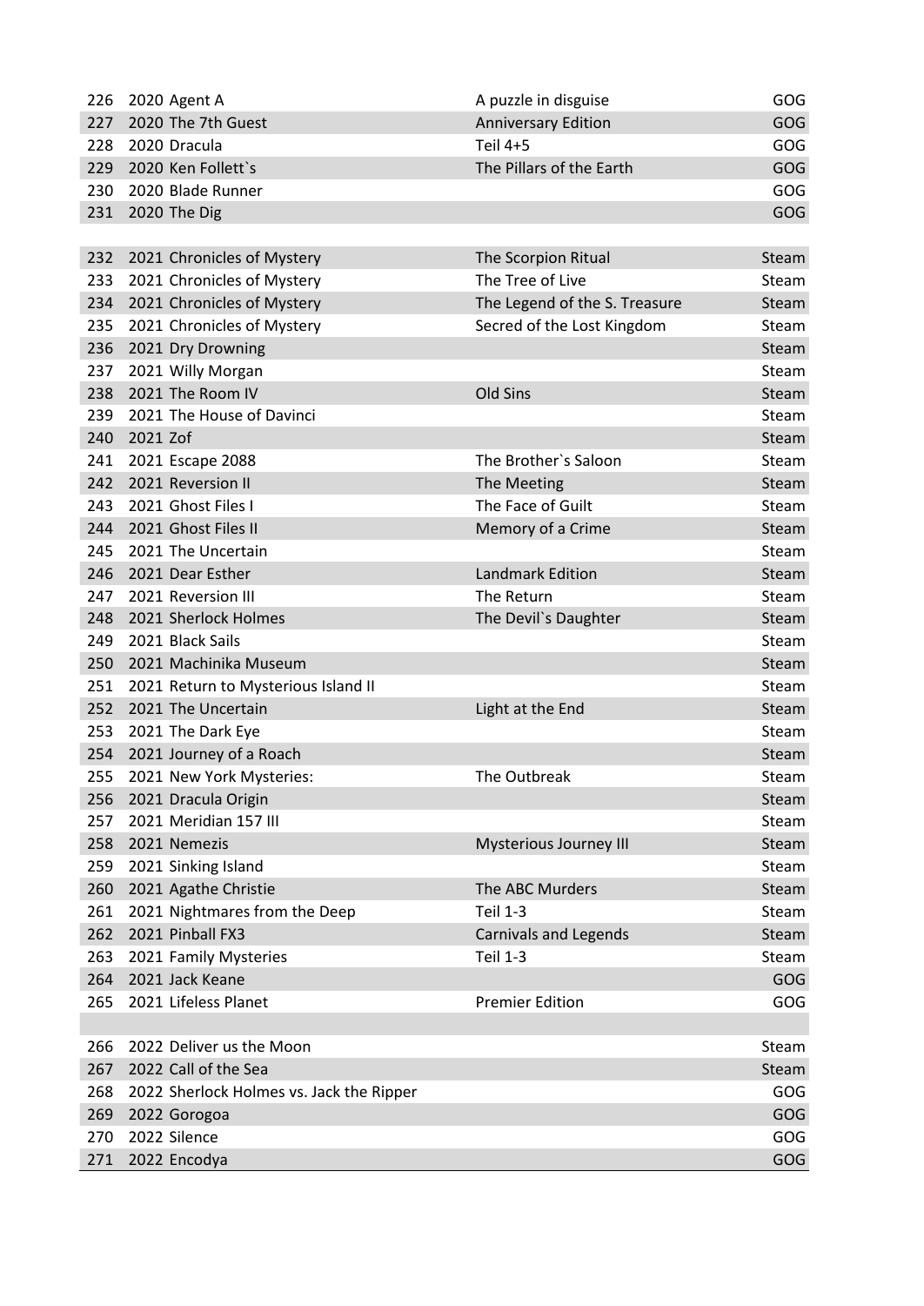| | | | | |
|---|---|---|---|---|
| 226 | 2020 | Agent A | A puzzle in disguise | GOG |
| 227 | 2020 | The 7th Guest | Anniversary Edition | GOG |
| 228 | 2020 | Dracula | Teil 4+5 | GOG |
| 229 | 2020 | Ken Follett`s | The Pillars of the Earth | GOG |
| 230 | 2020 | Blade Runner | | GOG |
| 231 | 2020 | The Dig | | GOG |
| | | | | |
| 232 | 2021 | Chronicles of Mystery | The Scorpion Ritual | Steam |
| 233 | 2021 | Chronicles of Mystery | The Tree of Live | Steam |
| 234 | 2021 | Chronicles of Mystery | The Legend of the S. Treasure | Steam |
| 235 | 2021 | Chronicles of Mystery | Secred of the Lost Kingdom | Steam |
| 236 | 2021 | Dry Drowning | | Steam |
| 237 | 2021 | Willy Morgan | | Steam |
| 238 | 2021 | The Room IV | Old Sins | Steam |
| 239 | 2021 | The House of Davinci | | Steam |
| 240 | 2021 | Zof | | Steam |
| 241 | 2021 | Escape 2088 | The Brother`s Saloon | Steam |
| 242 | 2021 | Reversion II | The Meeting | Steam |
| 243 | 2021 | Ghost Files I | The Face of Guilt | Steam |
| 244 | 2021 | Ghost Files II | Memory of a Crime | Steam |
| 245 | 2021 | The Uncertain | | Steam |
| 246 | 2021 | Dear Esther | Landmark Edition | Steam |
| 247 | 2021 | Reversion III | The Return | Steam |
| 248 | 2021 | Sherlock Holmes | The Devil`s Daughter | Steam |
| 249 | 2021 | Black Sails | | Steam |
| 250 | 2021 | Machinika Museum | | Steam |
| 251 | 2021 | Return to Mysterious Island II | | Steam |
| 252 | 2021 | The Uncertain | Light at the End | Steam |
| 253 | 2021 | The Dark Eye | | Steam |
| 254 | 2021 | Journey of a Roach | | Steam |
| 255 | 2021 | New York Mysteries: | The Outbreak | Steam |
| 256 | 2021 | Dracula Origin | | Steam |
| 257 | 2021 | Meridian 157 III | | Steam |
| 258 | 2021 | Nemezis | Mysterious Journey III | Steam |
| 259 | 2021 | Sinking Island | | Steam |
| 260 | 2021 | Agathe Christie | The ABC Murders | Steam |
| 261 | 2021 | Nightmares from the Deep | Teil 1-3 | Steam |
| 262 | 2021 | Pinball FX3 | Carnivals and Legends | Steam |
| 263 | 2021 | Family Mysteries | Teil 1-3 | Steam |
| 264 | 2021 | Jack Keane | | GOG |
| 265 | 2021 | Lifeless Planet | Premier Edition | GOG |
| | | | | |
| 266 | 2022 | Deliver us the Moon | | Steam |
| 267 | 2022 | Call of the Sea | | Steam |
| 268 | 2022 | Sherlock Holmes vs. Jack the Ripper | | GOG |
| 269 | 2022 | Gorogoa | | GOG |
| 270 | 2022 | Silence | | GOG |
| 271 | 2022 | Encodya | | GOG |